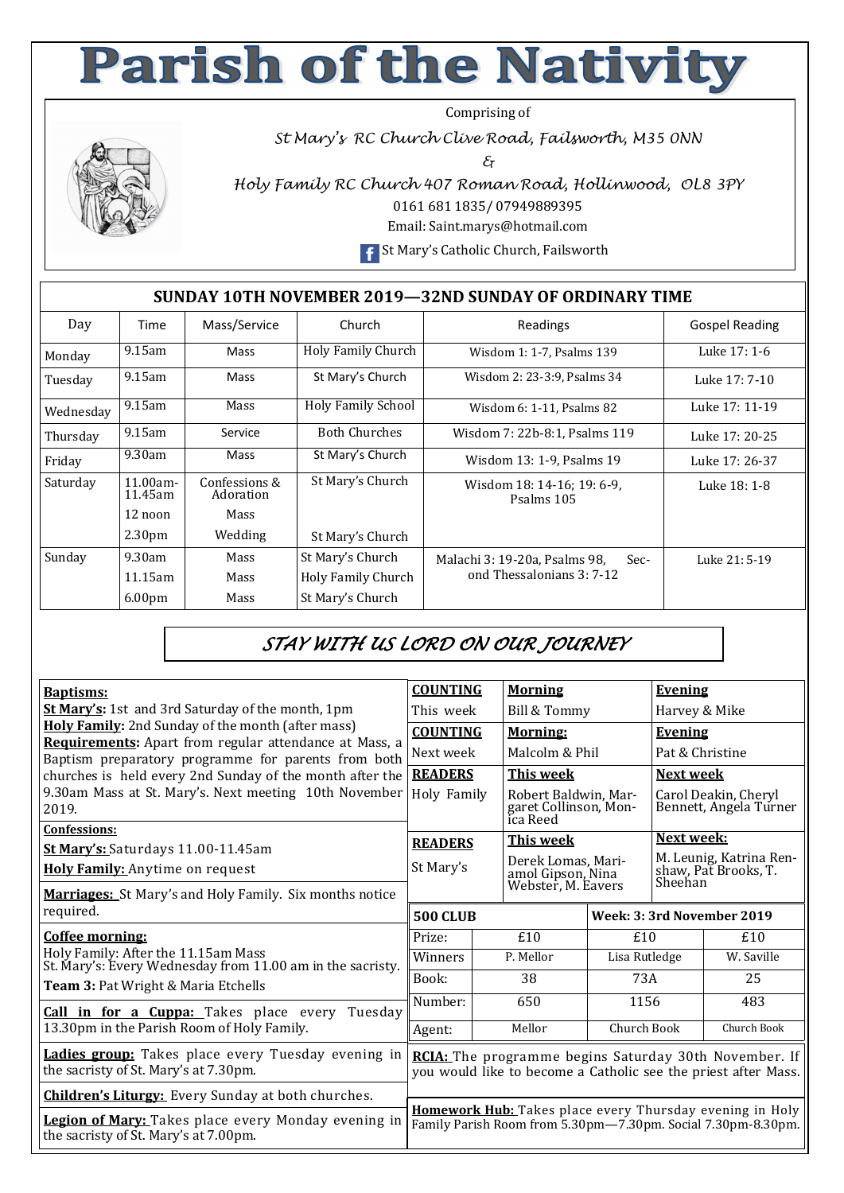# Parish of the Nativity

Comprising of

*St Mary's RC Church Clive Road, Failsworth, M35 0NN*

*&*

*Holy Family RC Church 407 Roman Road, Hollinwood, OL8 3PY*

0161 681 1835/ 07949889395

Email: Saint.marys@hotmail.com

St Mary's Catholic Church, Failsworth

## SUNDAY 10TH NOVEMBER 2019—32ND SUNDAY OF ORDINARY TIME

| Day | Time | Mass/Service | Church | Readings | Gospel Reading |
|---|---|---|---|---|---|
| Monday | 9.15am | Mass | Holy Family Church | Wisdom 1: 1-7, Psalms 139 | Luke 17: 1-6 |
| Tuesday | 9.15am | Mass | St Mary's Church | Wisdom 2: 23-3:9, Psalms 34 | Luke 17: 7-10 |
| Wednesday | 9.15am | Mass | Holy Family School | Wisdom 6: 1-11, Psalms 82 | Luke 17: 11-19 |
| Thursday | 9.15am | Service | Both Churches | Wisdom 7: 22b-8:1, Psalms 119 | Luke 17: 20-25 |
| Friday | 9.30am | Mass | St Mary's Church | Wisdom 13: 1-9, Psalms 19 | Luke 17: 26-37 |
| Saturday | 11.00am-11.45am | Confessions & Adoration | St Mary's Church | Wisdom 18: 14-16; 19: 6-9, Psalms 105 | Luke 18: 1-8 |
| | 12 noon | Mass | | | |
| | 2.30pm | Wedding | St Mary's Church | | |
| Sunday | 9.30am | Mass | St Mary's Church | Malachi 3: 19-20a, Psalms 98, Second Thessalonians 3: 7-12 | Luke 21: 5-19 |
| | 11.15am | Mass | Holy Family Church | | |
| | 6.00pm | Mass | St Mary's Church | | |

*STAY WITH US LORD ON OUR JOURNEY*

**Baptisms:**
**St Mary's:** 1st and 3rd Saturday of the month, 1pm
**Holy Family:** 2nd Sunday of the month (after mass)
**Requirements:** Apart from regular attendance at Mass, a Baptism preparatory programme for parents from both churches is held every 2nd Sunday of the month after the 9.30am Mass at St. Mary's. Next meeting 10th November 2019.

**Confessions:**
**St Mary's:** Saturdays 11.00-11.45am
**Holy Family:** Anytime on request

**Marriages:** St Mary's and Holy Family. Six months notice required.

**Coffee morning:**
Holy Family: After the 11.15am Mass
St. Mary's: Every Wednesday from 11.00 am in the sacristy.
**Team 3:** Pat Wright & Maria Etchells

**Call in for a Cuppa:** Takes place every Tuesday 13.30pm in the Parish Room of Holy Family.

**Ladies group:** Takes place every Tuesday evening in the sacristy of St. Mary's at 7.30pm.

**Children's Liturgy:** Every Sunday at both churches.

**Legion of Mary:** Takes place every Monday evening in the sacristy of St. Mary's at 7.00pm.

| **COUNTING** | **Morning** | **Evening** |
|---|---|---|
| This week | Bill & Tommy | Harvey & Mike |
| **COUNTING** | **Morning:** | **Evening** |
| Next week | Malcolm & Phil | Pat & Christine |
| **READERS** | **This week** | **Next week** |
| Holy Family | Robert Baldwin, Margaret Collinson, Monica Reed | Carol Deakin, Cheryl Bennett, Angela Turner |
| **READERS** | **This week** | **Next week:** |
| St Mary's | Derek Lomas, Mariamol Gipson, Nina Webster, M. Eavers | M. Leunig, Katrina Renshaw, Pat Brooks, T. Sheehan |

| **500 CLUB** | | **Week: 3: 3rd November 2019** | |
|---|---|---|---|
| Prize: | £10 | £10 | £10 |
| Winners | P. Mellor | Lisa Rutledge | W. Saville |
| Book: | 38 | 73A | 25 |
| Number: | 650 | 1156 | 483 |
| Agent: | Mellor | Church Book | Church Book |

**RCIA:** The programme begins Saturday 30th November. If you would like to become a Catholic see the priest after Mass.

**Homework Hub:** Takes place every Thursday evening in Holy Family Parish Room from 5.30pm—7.30pm. Social 7.30pm-8.30pm.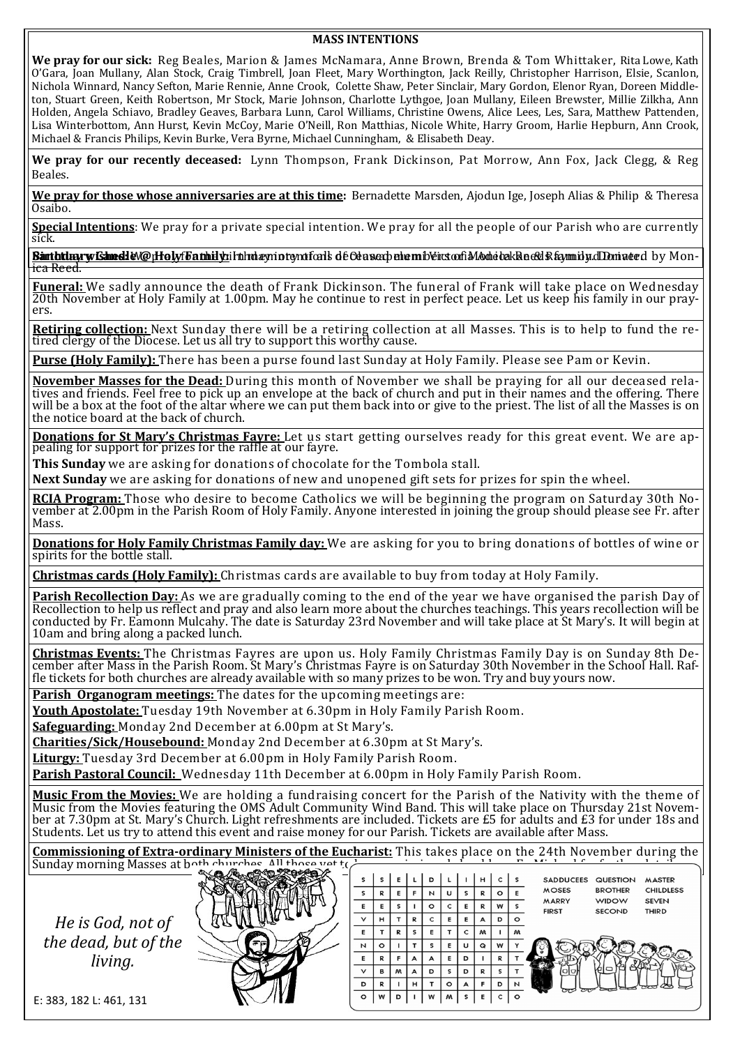**MASS INTENTIONS**

**We pray for our sick:** Reg Beales, Marion & James McNamara, Anne Brown, Brenda & Tom Whittaker, Rita Lowe, Kath O'Gara, Joan Mullany, Alan Stock, Craig Timbrell, Joan Fleet, Mary Worthington, Jack Reilly, Christopher Harrison, Elsie, Scanlon, Nichola Winnard, Nancy Sefton, Marie Rennie, Anne Crook, Colette Shaw, Peter Sinclair, Mary Gordon, Elenor Ryan, Doreen Middleton, Stuart Green, Keith Robertson, Mr Stock, Marie Johnson, Charlotte Lythgoe, Joan Mullany, Eileen Brewster, Millie Zilkha, Ann Holden, Angela Schiavo, Bradley Geaves, Barbara Lunn, Carol Williams, Christine Owens, Alice Lees, Les, Sara, Matthew Pattenden, Lisa Winterbottom, Ann Hurst, Kevin McCoy, Marie O'Neill, Ron Matthias, Nicole White, Harry Groom, Harlie Hepburn, Ann Crook, Michael & Francis Philips, Kevin Burke, Vera Byrne, Michael Cunningham, & Elisabeth Deay.

**We pray for our recently deceased:** Lynn Thompson, Frank Dickinson, Pat Morrow, Ann Fox, Jack Clegg, & Reg Beales.

**We pray for those whose anniversaries are at this time:** Bernadette Marsden, Ajodun Ige, Joseph Alias & Philip & Theresa Osaibo.

**Special Intentions**: We pray for a private special intention. We pray for all the people of our Parish who are currently sick.

**Sanctuary Lamp: @ Holy Family:** In memory of all deceased members of Victoria Adela Reed & family. Donated by Monica Reed.

**Funeral:** We sadly announce the death of Frank Dickinson. The funeral of Frank will take place on Wednesday 20th November at Holy Family at 1.00pm. May he continue to rest in perfect peace. Let us keep his family in our prayers.

**Retiring collection:** Next Sunday there will be a retiring collection at all Masses. This is to help to fund the retired clergy of the Diocese. Let us all try to support this worthy cause.

**Purse (Holy Family):** There has been a purse found last Sunday at Holy Family. Please see Pam or Kevin.

**November Masses for the Dead:** During this month of November we shall be praying for all our deceased relatives and friends. Feel free to pick up an envelope at the back of church and put in their names and the offering. There will be a box at the foot of the altar where we can put them back into or give to the priest. The list of all the Masses is on the notice board at the back of church.

**Donations for St Mary's Christmas Fayre:** Let us start getting ourselves ready for this great event. We are appealing for support for prizes for the raffle at our fayre.

**This Sunday** we are asking for donations of chocolate for the Tombola stall.

**Next Sunday** we are asking for donations of new and unopened gift sets for prizes for spin the wheel.

**RCIA Program:** Those who desire to become Catholics we will be beginning the program on Saturday 30th November at 2.00pm in the Parish Room of Holy Family. Anyone interested in joining the group should please see Fr. after Mass.

**Donations for Holy Family Christmas Family day:** We are asking for you to bring donations of bottles of wine or spirits for the bottle stall.

**Christmas cards (Holy Family):** Christmas cards are available to buy from today at Holy Family.

**Parish Recollection Day:** As we are gradually coming to the end of the year we have organised the parish Day of Recollection to help us reflect and pray and also learn more about the churches teachings. This years recollection will be conducted by Fr. Eamonn Mulcahy. The date is Saturday 23rd November and will take place at St Mary's. It will begin at 10am and bring along a packed lunch.

**Christmas Events:** The Christmas Fayres are upon us. Holy Family Christmas Family Day is on Sunday 8th December after Mass in the Parish Room. St Mary's Christmas Fayre is on Saturday 30th November in the School Hall. Raffle tickets for both churches are already available with so many prizes to be won. Try and buy yours now.

**Parish Organogram meetings:** The dates for the upcoming meetings are:

**Youth Apostolate:** Tuesday 19th November at 6.30pm in Holy Family Parish Room.

**Safeguarding:** Monday 2nd December at 6.00pm at St Mary's.

**Charities/Sick/Housebound:** Monday 2nd December at 6.30pm at St Mary's.

**Liturgy:** Tuesday 3rd December at 6.00pm in Holy Family Parish Room.

**Parish Pastoral Council:** Wednesday 11th December at 6.00pm in Holy Family Parish Room.

**Music From the Movies:** We are holding a fundraising concert for the Parish of the Nativity with the theme of Music from the Movies featuring the OMS Adult Community Wind Band. This will take place on Thursday 21st November at 7.30pm at St. Mary's Church. Light refreshments are included. Tickets are £5 for adults and £3 for under 18s and Students. Let us try to attend this event and raise money for our Parish. Tickets are available after Mass.

**Commissioning of Extra-ordinary Ministers of the Eucharist:** This takes place on the 24th November during the Sunday morning Masses at both churches. All those yet to...

*He is God, not of the dead, but of the living.*

| | | | | | | | | | |
|---|---|---|---|---|---|---|---|---|---|
| S | S | E | L | D | L | I | H | C | S |
| S | R | E | F | N | U | S | R | O | E |
| E | E | S | I | O | C | E | R | W | S |
| V | H | T | R | C | E | E | A | D | O |
| E | T | R | S | E | T | C | M | I | M |
| N | O | I | T | S | E | U | Q | W | Y |
| E | R | F | A | A | E | D | I | R | T |
| V | B | M | A | D | S | D | R | S | T |
| D | R | I | H | T | O | A | F | D | N |
| O | W | D | I | W | M | S | E | C | O |

SADDUCEES QUESTION MASTER
MOSES BROTHER CHILDLESS
MARRY WIDOW SEVEN
FIRST SECOND THIRD

E: 383, 182 L: 461, 131